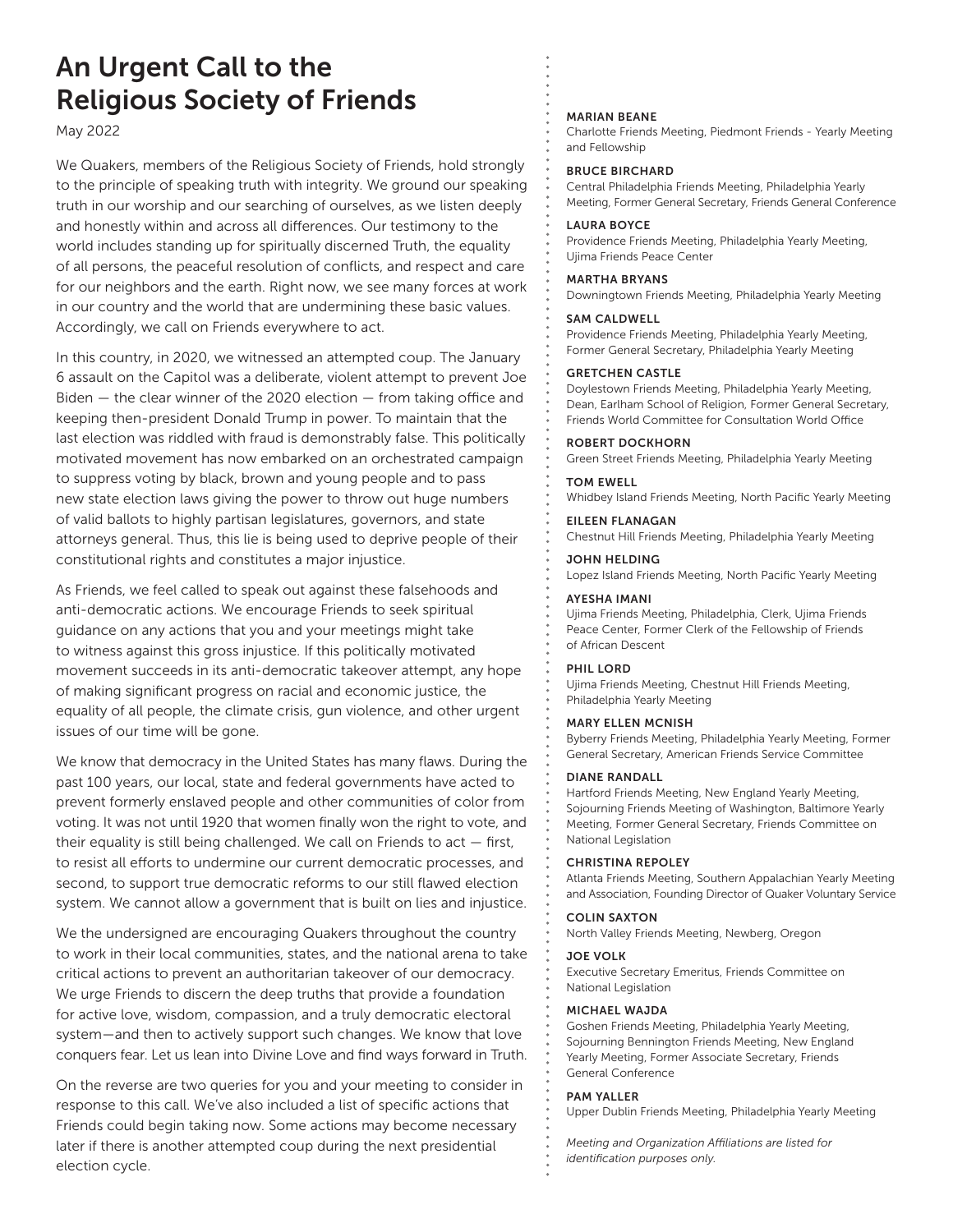# An Urgent Call to the Religious Society of Friends

May 2022

We Quakers, members of the Religious Society of Friends, hold strongly to the principle of speaking truth with integrity. We ground our speaking truth in our worship and our searching of ourselves, as we listen deeply and honestly within and across all differences. Our testimony to the world includes standing up for spiritually discerned Truth, the equality of all persons, the peaceful resolution of conflicts, and respect and care for our neighbors and the earth. Right now, we see many forces at work in our country and the world that are undermining these basic values. Accordingly, we call on Friends everywhere to act.

In this country, in 2020, we witnessed an attempted coup. The January 6 assault on the Capitol was a deliberate, violent attempt to prevent Joe Biden — the clear winner of the 2020 election — from taking office and keeping then-president Donald Trump in power. To maintain that the last election was riddled with fraud is demonstrably false. This politically motivated movement has now embarked on an orchestrated campaign to suppress voting by black, brown and young people and to pass new state election laws giving the power to throw out huge numbers of valid ballots to highly partisan legislatures, governors, and state attorneys general. Thus, this lie is being used to deprive people of their constitutional rights and constitutes a major injustice.

As Friends, we feel called to speak out against these falsehoods and anti-democratic actions. We encourage Friends to seek spiritual guidance on any actions that you and your meetings might take to witness against this gross injustice. If this politically motivated movement succeeds in its anti-democratic takeover attempt, any hope of making significant progress on racial and economic justice, the equality of all people, the climate crisis, gun violence, and other urgent issues of our time will be gone.

We know that democracy in the United States has many flaws. During the past 100 years, our local, state and federal governments have acted to prevent formerly enslaved people and other communities of color from voting. It was not until 1920 that women finally won the right to vote, and their equality is still being challenged. We call on Friends to act — first, to resist all efforts to undermine our current democratic processes, and second, to support true democratic reforms to our still flawed election system. We cannot allow a government that is built on lies and injustice.

We the undersigned are encouraging Quakers throughout the country to work in their local communities, states, and the national arena to take critical actions to prevent an authoritarian takeover of our democracy. We urge Friends to discern the deep truths that provide a foundation for active love, wisdom, compassion, and a truly democratic electoral system—and then to actively support such changes. We know that love conquers fear. Let us lean into Divine Love and find ways forward in Truth.

On the reverse are two queries for you and your meeting to consider in response to this call. We've also included a list of specific actions that Friends could begin taking now. Some actions may become necessary later if there is another attempted coup during the next presidential election cycle.

**MARIAN BEANE**
Charlotte Friends Meeting, Piedmont Friends - Yearly Meeting and Fellowship

**BRUCE BIRCHARD**
Central Philadelphia Friends Meeting, Philadelphia Yearly Meeting, Former General Secretary, Friends General Conference

**LAURA BOYCE**
Providence Friends Meeting, Philadelphia Yearly Meeting, Ujima Friends Peace Center

**MARTHA BRYANS**
Downingtown Friends Meeting, Philadelphia Yearly Meeting

**SAM CALDWELL**
Providence Friends Meeting, Philadelphia Yearly Meeting, Former General Secretary, Philadelphia Yearly Meeting

**GRETCHEN CASTLE**
Doylestown Friends Meeting, Philadelphia Yearly Meeting, Dean, Earlham School of Religion, Former General Secretary, Friends World Committee for Consultation World Office

**ROBERT DOCKHORN**
Green Street Friends Meeting, Philadelphia Yearly Meeting

**TOM EWELL**
Whidbey Island Friends Meeting, North Pacific Yearly Meeting

**EILEEN FLANAGAN**
Chestnut Hill Friends Meeting, Philadelphia Yearly Meeting

**JOHN HELDING**
Lopez Island Friends Meeting, North Pacific Yearly Meeting

**AYESHA IMANI**
Ujima Friends Meeting, Philadelphia, Clerk, Ujima Friends Peace Center, Former Clerk of the Fellowship of Friends of African Descent

**PHIL LORD**
Ujima Friends Meeting, Chestnut Hill Friends Meeting, Philadelphia Yearly Meeting

**MARY ELLEN MCNISH**
Byberry Friends Meeting, Philadelphia Yearly Meeting, Former General Secretary, American Friends Service Committee

**DIANE RANDALL**
Hartford Friends Meeting, New England Yearly Meeting, Sojourning Friends Meeting of Washington, Baltimore Yearly Meeting, Former General Secretary, Friends Committee on National Legislation

**CHRISTINA REPOLEY**
Atlanta Friends Meeting, Southern Appalachian Yearly Meeting and Association, Founding Director of Quaker Voluntary Service

**COLIN SAXTON**
North Valley Friends Meeting, Newberg, Oregon

**JOE VOLK**
Executive Secretary Emeritus, Friends Committee on National Legislation

**MICHAEL WAJDA**
Goshen Friends Meeting, Philadelphia Yearly Meeting, Sojourning Bennington Friends Meeting, New England Yearly Meeting, Former Associate Secretary, Friends General Conference

**PAM YALLER**
Upper Dublin Friends Meeting, Philadelphia Yearly Meeting

*Meeting and Organization Affiliations are listed for identification purposes only.*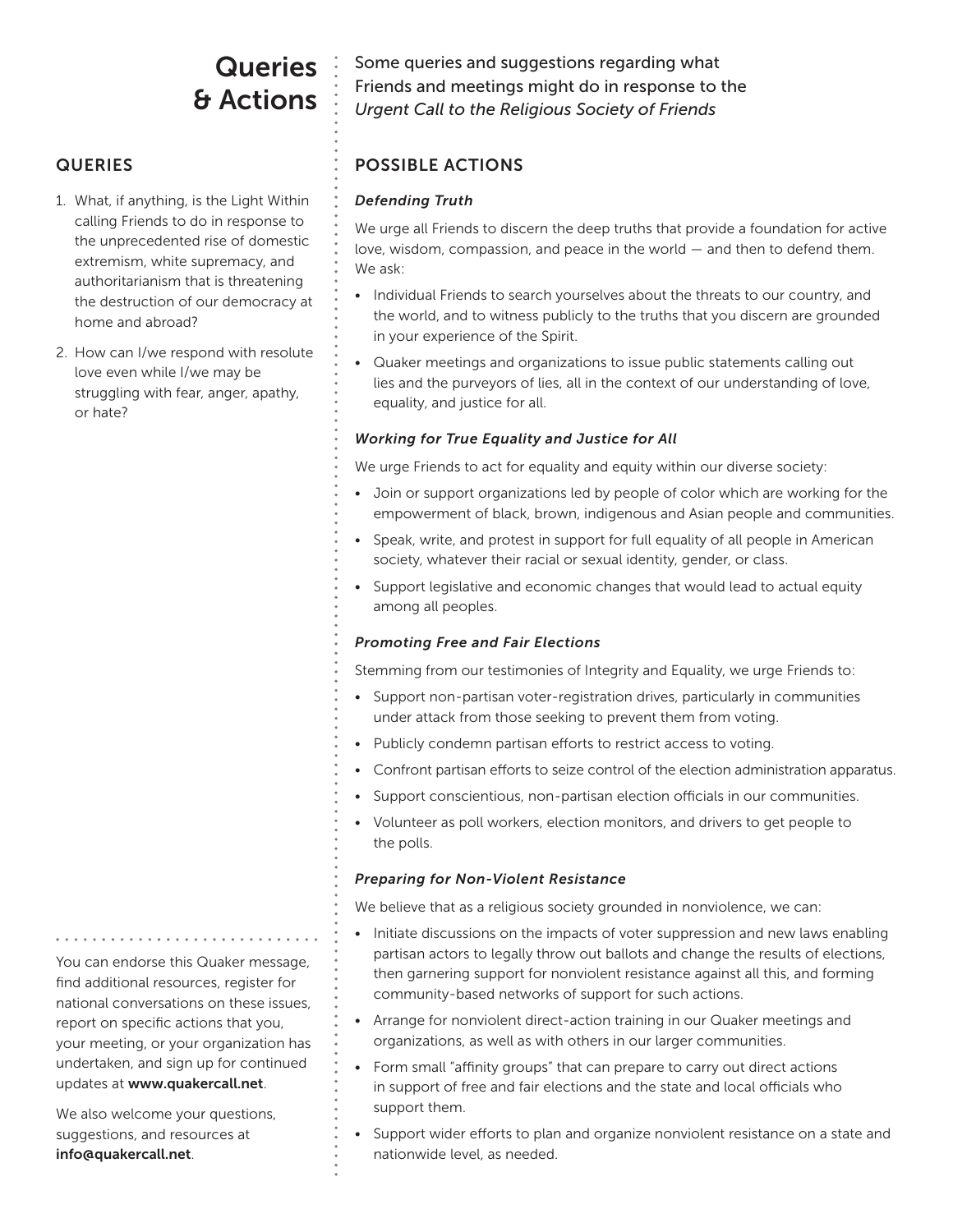# Queries & Actions

Some queries and suggestions regarding what Friends and meetings might do in response to the *Urgent Call to the Religious Society of Friends*

## QUERIES

1. What, if anything, is the Light Within calling Friends to do in response to the unprecedented rise of domestic extremism, white supremacy, and authoritarianism that is threatening the destruction of our democracy at home and abroad?
2. How can I/we respond with resolute love even while I/we may be struggling with fear, anger, apathy, or hate?

## POSSIBLE ACTIONS

### *Defending Truth*

We urge all Friends to discern the deep truths that provide a foundation for active love, wisdom, compassion, and peace in the world — and then to defend them. We ask:

- Individual Friends to search yourselves about the threats to our country, and the world, and to witness publicly to the truths that you discern are grounded in your experience of the Spirit.
- Quaker meetings and organizations to issue public statements calling out lies and the purveyors of lies, all in the context of our understanding of love, equality, and justice for all.

### *Working for True Equality and Justice for All*

We urge Friends to act for equality and equity within our diverse society:

- Join or support organizations led by people of color which are working for the empowerment of black, brown, indigenous and Asian people and communities.
- Speak, write, and protest in support for full equality of all people in American society, whatever their racial or sexual identity, gender, or class.
- Support legislative and economic changes that would lead to actual equity among all peoples.

### *Promoting Free and Fair Elections*

Stemming from our testimonies of Integrity and Equality, we urge Friends to:

- Support non-partisan voter-registration drives, particularly in communities under attack from those seeking to prevent them from voting.
- Publicly condemn partisan efforts to restrict access to voting.
- Confront partisan efforts to seize control of the election administration apparatus.
- Support conscientious, non-partisan election officials in our communities.
- Volunteer as poll workers, election monitors, and drivers to get people to the polls.

### *Preparing for Non-Violent Resistance*

We believe that as a religious society grounded in nonviolence, we can:

- Initiate discussions on the impacts of voter suppression and new laws enabling partisan actors to legally throw out ballots and change the results of elections, then garnering support for nonviolent resistance against all this, and forming community-based networks of support for such actions.
- Arrange for nonviolent direct-action training in our Quaker meetings and organizations, as well as with others in our larger communities.
- Form small "affinity groups" that can prepare to carry out direct actions in support of free and fair elections and the state and local officials who support them.
- Support wider efforts to plan and organize nonviolent resistance on a state and nationwide level, as needed.

---

You can endorse this Quaker message, find additional resources, register for national conversations on these issues, report on specific actions that you, your meeting, or your organization has undertaken, and sign up for continued updates at **www.quakercall.net**.

We also welcome your questions, suggestions, and resources at **info@quakercall.net**.